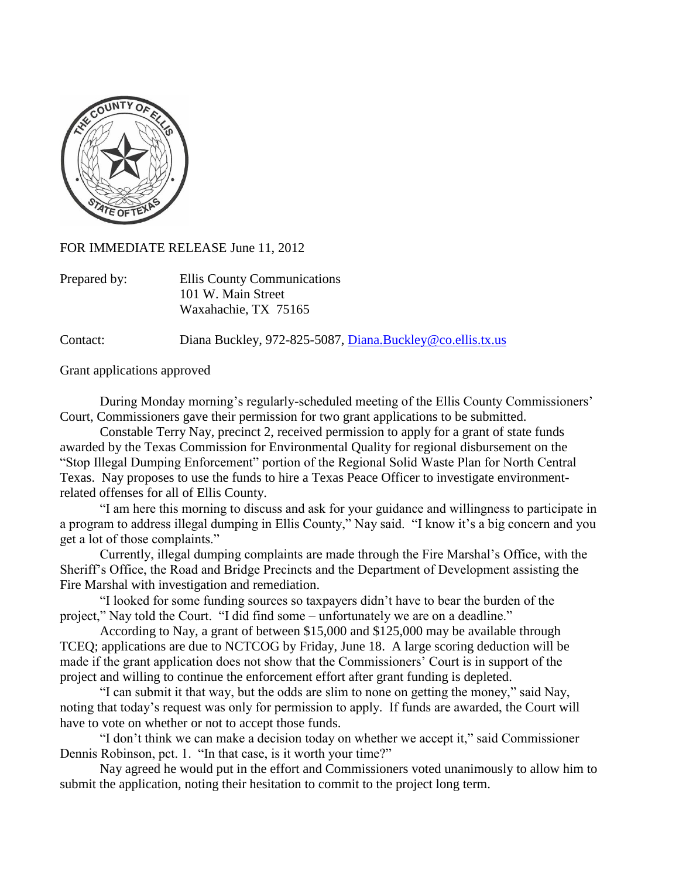FOR IMMEDIATE RELEASE June 11, 2012

Prepared by: Ellis County Communications
101 W. Main Street
Waxahachie, TX 75165

Contact: Diana Buckley, 972-825-5087, Diana.Buckley@co.ellis.tx.us

Grant applications approved

During Monday morning's regularly-scheduled meeting of the Ellis County Commissioners' Court, Commissioners gave their permission for two grant applications to be submitted.

Constable Terry Nay, precinct 2, received permission to apply for a grant of state funds awarded by the Texas Commission for Environmental Quality for regional disbursement on the "Stop Illegal Dumping Enforcement" portion of the Regional Solid Waste Plan for North Central Texas. Nay proposes to use the funds to hire a Texas Peace Officer to investigate environment-related offenses for all of Ellis County.

"I am here this morning to discuss and ask for your guidance and willingness to participate in a program to address illegal dumping in Ellis County," Nay said. "I know it's a big concern and you get a lot of those complaints."

Currently, illegal dumping complaints are made through the Fire Marshal's Office, with the Sheriff's Office, the Road and Bridge Precincts and the Department of Development assisting the Fire Marshal with investigation and remediation.

"I looked for some funding sources so taxpayers didn't have to bear the burden of the project," Nay told the Court. "I did find some – unfortunately we are on a deadline."

According to Nay, a grant of between $15,000 and $125,000 may be available through TCEQ; applications are due to NCTCOG by Friday, June 18. A large scoring deduction will be made if the grant application does not show that the Commissioners' Court is in support of the project and willing to continue the enforcement effort after grant funding is depleted.

"I can submit it that way, but the odds are slim to none on getting the money," said Nay, noting that today's request was only for permission to apply. If funds are awarded, the Court will have to vote on whether or not to accept those funds.

"I don't think we can make a decision today on whether we accept it," said Commissioner Dennis Robinson, pct. 1. "In that case, is it worth your time?"

Nay agreed he would put in the effort and Commissioners voted unanimously to allow him to submit the application, noting their hesitation to commit to the project long term.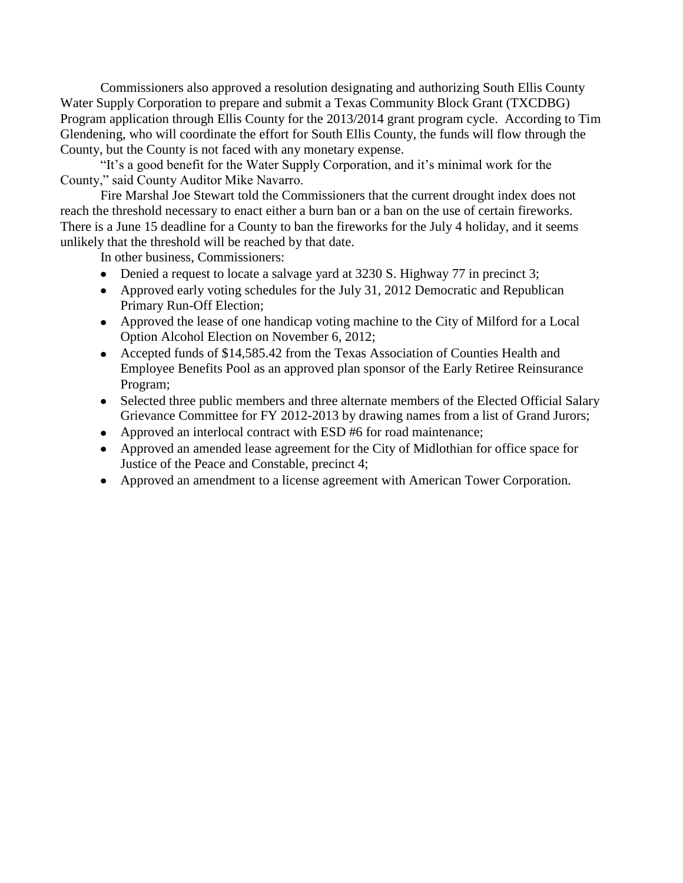Commissioners also approved a resolution designating and authorizing South Ellis County Water Supply Corporation to prepare and submit a Texas Community Block Grant (TXCDBG) Program application through Ellis County for the 2013/2014 grant program cycle. According to Tim Glendening, who will coordinate the effort for South Ellis County, the funds will flow through the County, but the County is not faced with any monetary expense.

"It's a good benefit for the Water Supply Corporation, and it's minimal work for the County," said County Auditor Mike Navarro.

Fire Marshal Joe Stewart told the Commissioners that the current drought index does not reach the threshold necessary to enact either a burn ban or a ban on the use of certain fireworks. There is a June 15 deadline for a County to ban the fireworks for the July 4 holiday, and it seems unlikely that the threshold will be reached by that date.

In other business, Commissioners:

- Denied a request to locate a salvage yard at 3230 S. Highway 77 in precinct 3;
- Approved early voting schedules for the July 31, 2012 Democratic and Republican Primary Run-Off Election;
- Approved the lease of one handicap voting machine to the City of Milford for a Local Option Alcohol Election on November 6, 2012;
- Accepted funds of $14,585.42 from the Texas Association of Counties Health and Employee Benefits Pool as an approved plan sponsor of the Early Retiree Reinsurance Program;
- Selected three public members and three alternate members of the Elected Official Salary Grievance Committee for FY 2012-2013 by drawing names from a list of Grand Jurors;
- Approved an interlocal contract with ESD #6 for road maintenance;
- Approved an amended lease agreement for the City of Midlothian for office space for Justice of the Peace and Constable, precinct 4;
- Approved an amendment to a license agreement with American Tower Corporation.